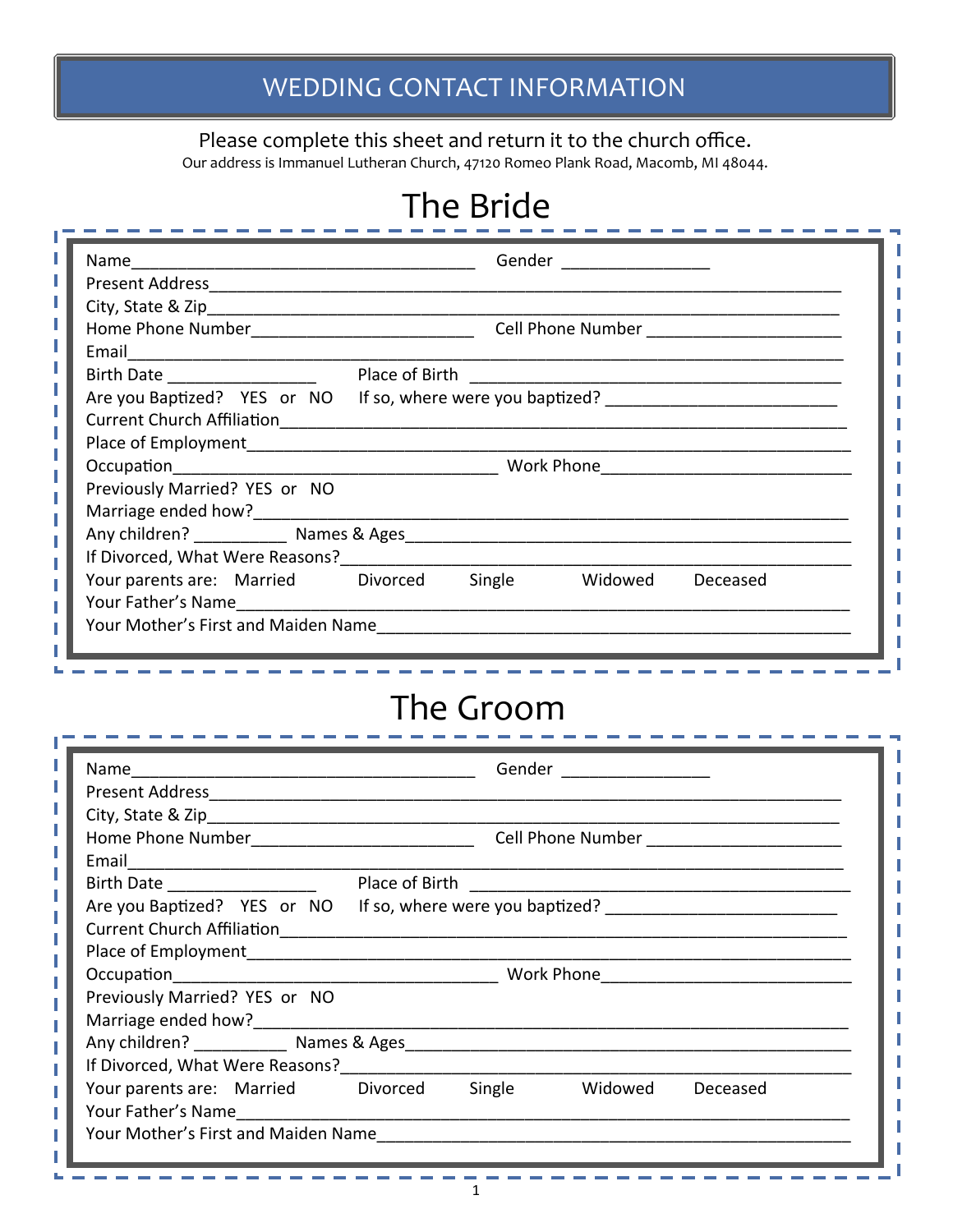# WEDDING CONTACT INFORMATION

Please complete this sheet and return it to the church office.

Our address is Immanuel Lutheran Church, 47120 Romeo Plank Road, Macomb, MI 48044.

## The Bride

Name______________________________________ Gender ________________

Present Address_____________________________________________________________________

City, State & Zip____________________________________________________________________

Home Phone Number________________________ Cell Phone Number ______________________

Email_______________________________________________________________________________

Birth Date ________________ Place of Birth ________________________________________

Are you Baptized? YES or NO If so, where were you baptized? _________________________

Current Church Affiliation_____________________________________________________________

Place of Employment__________________________________________________________________

Occupation___________________________________ Work Phone___________________________

Previously Married? YES or NO

Marriage ended how?__________________________________________________________________

Any children? __________ Names & Ages_________________________________________________

If Divorced, What Were Reasons?_______________________________________________________

Your parents are: Married Divorced Single Widowed Deceased

Your Father's Name___________________________________________________________________

Your Mother's First and Maiden Name___________________________________________________

## The Groom

Name______________________________________ Gender ________________

Present Address_____________________________________________________________________

City, State & Zip____________________________________________________________________

Home Phone Number________________________ Cell Phone Number ______________________

Email_______________________________________________________________________________

Birth Date ________________ Place of Birth ________________________________________

Are you Baptized? YES or NO If so, where were you baptized? _________________________

Current Church Affiliation_____________________________________________________________

Place of Employment__________________________________________________________________

Occupation___________________________________ Work Phone___________________________

Previously Married? YES or NO

Marriage ended how?__________________________________________________________________

Any children? __________ Names & Ages_________________________________________________

If Divorced, What Were Reasons?_______________________________________________________

Your parents are: Married Divorced Single Widowed Deceased

Your Father's Name___________________________________________________________________

Your Mother's First and Maiden Name___________________________________________________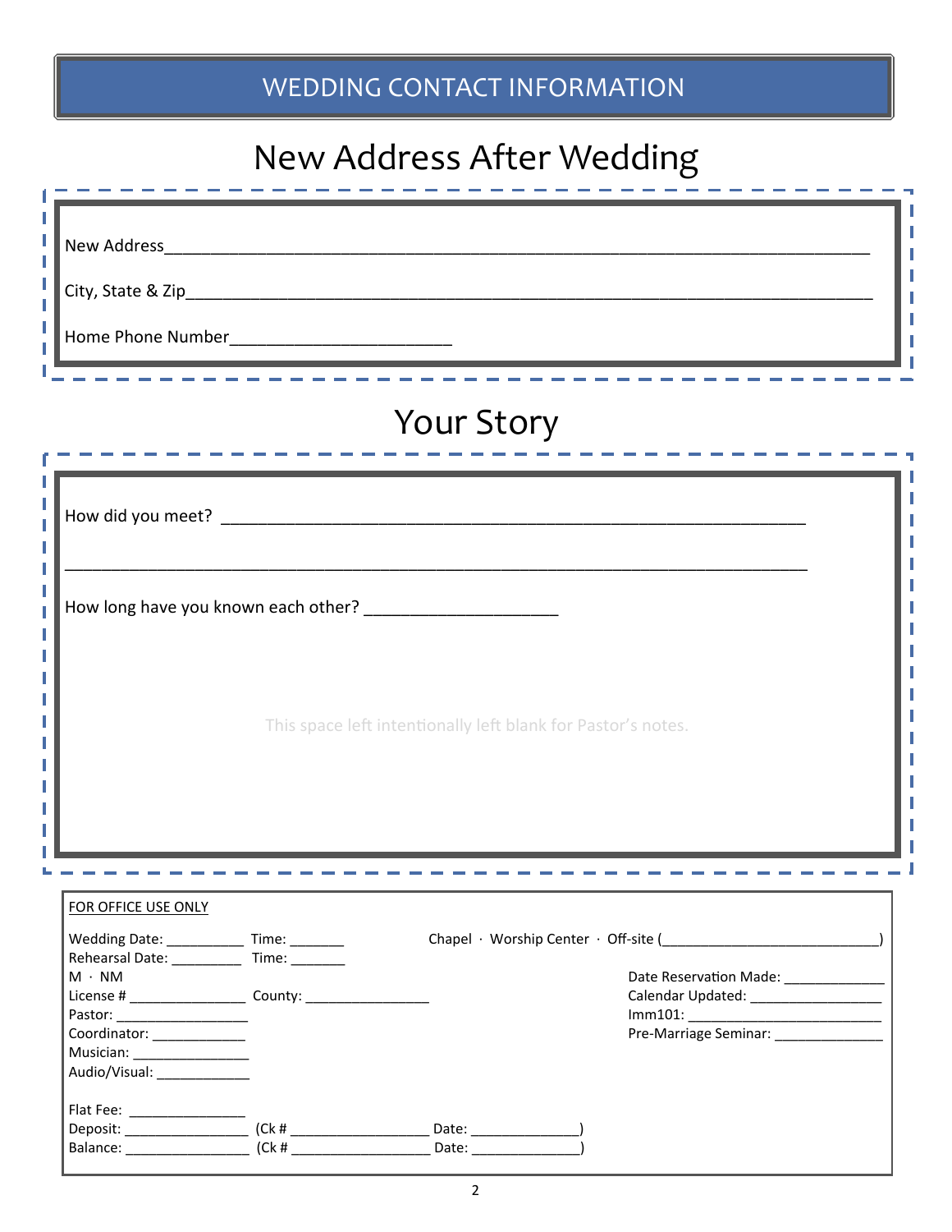# WEDDING CONTACT INFORMATION

## New Address After Wedding

New Address________________________________________________________________________

City, State & Zip____________________________________________________________________

Home Phone Number_______________________

## Your Story

How did you meet? ______________________________________________________________

_________________________________________________________________________________

How long have you known each other? ____________________

This space left intentionally left blank for Pastor's notes.

FOR OFFICE USE ONLY

Wedding Date: __________ Time: _______ Chapel · Worship Center · Off-site (____________________________)

Rehearsal Date: _________ Time: _______

M · NM

License # _______________ County: ________________

Pastor: _________________

Coordinator: ____________

Musician: _______________

Audio/Visual: ____________

Date Reservation Made: _____________

Calendar Updated: _________________

Imm101: _________________________

Pre-Marriage Seminar: ______________

Flat Fee: _______________

Deposit: ________________ (Ck # __________________ Date: ______________)

Balance: ________________ (Ck # __________________ Date: ______________)